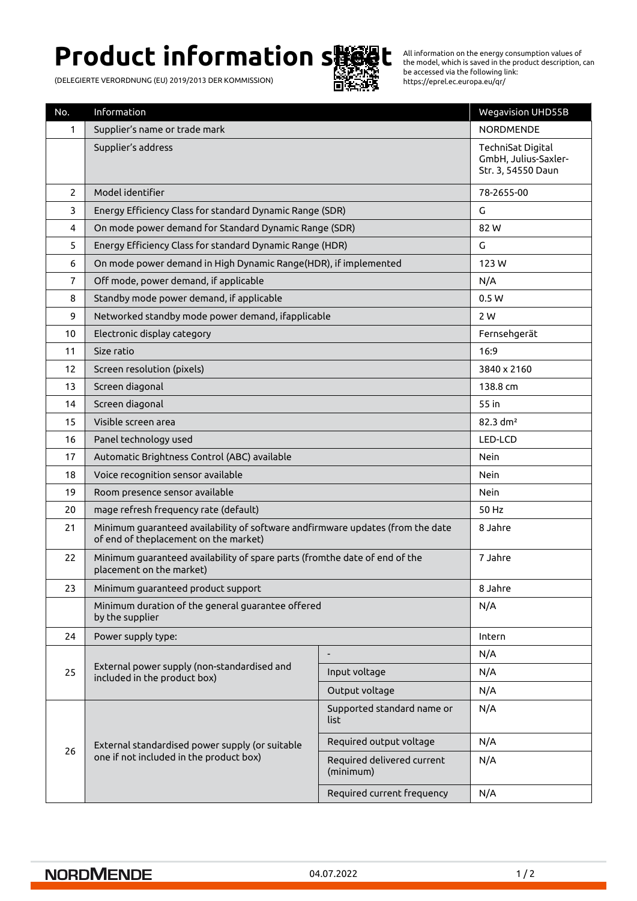# Product information sheet

(DELEGIERTE VERORDNUNG (EU) 2019/2013 DER KOMMISSION)

All information on the energy consumption values of the model, which is saved in the product description, can be accessed via the following link: https://eprel.ec.europa.eu/qr/

| No. | Information | | Wegavision UHD55B |
|---|---|---|---|
| 1 | Supplier's name or trade mark | | NORDMENDE |
| | Supplier's address | | TechniSat Digital GmbH, Julius-Saxler-Str. 3, 54550 Daun |
| 2 | Model identifier | | 78-2655-00 |
| 3 | Energy Efficiency Class for standard Dynamic Range (SDR) | | G |
| 4 | On mode power demand for Standard Dynamic Range (SDR) | | 82 W |
| 5 | Energy Efficiency Class for standard Dynamic Range (HDR) | | G |
| 6 | On mode power demand in High Dynamic Range(HDR), if implemented | | 123 W |
| 7 | Off mode, power demand, if applicable | | N/A |
| 8 | Standby mode power demand, if applicable | | 0.5 W |
| 9 | Networked standby mode power demand, ifapplicable | | 2 W |
| 10 | Electronic display category | | Fernsehgerät |
| 11 | Size ratio | | 16:9 |
| 12 | Screen resolution (pixels) | | 3840 x 2160 |
| 13 | Screen diagonal | | 138.8 cm |
| 14 | Screen diagonal | | 55 in |
| 15 | Visible screen area | | 82.3 dm² |
| 16 | Panel technology used | | LED-LCD |
| 17 | Automatic Brightness Control (ABC) available | | Nein |
| 18 | Voice recognition sensor available | | Nein |
| 19 | Room presence sensor available | | Nein |
| 20 | mage refresh frequency rate (default) | | 50 Hz |
| 21 | Minimum guaranteed availability of software andfirmware updates (from the date of end of theplacement on the market) | | 8 Jahre |
| 22 | Minimum guaranteed availability of spare parts (fromthe date of end of the placement on the market) | | 7 Jahre |
| 23 | Minimum guaranteed product support | | 8 Jahre |
| | Minimum duration of the general guarantee offered by the supplier | | N/A |
| 24 | Power supply type: | | Intern |
| 25 | External power supply (non-standardised and included in the product box) | - | N/A |
| | | Input voltage | N/A |
| | | Output voltage | N/A |
| 26 | External standardised power supply (or suitable one if not included in the product box) | Supported standard name or list | N/A |
| | | Required output voltage | N/A |
| | | Required delivered current (minimum) | N/A |
| | | Required current frequency | N/A |

04.07.2022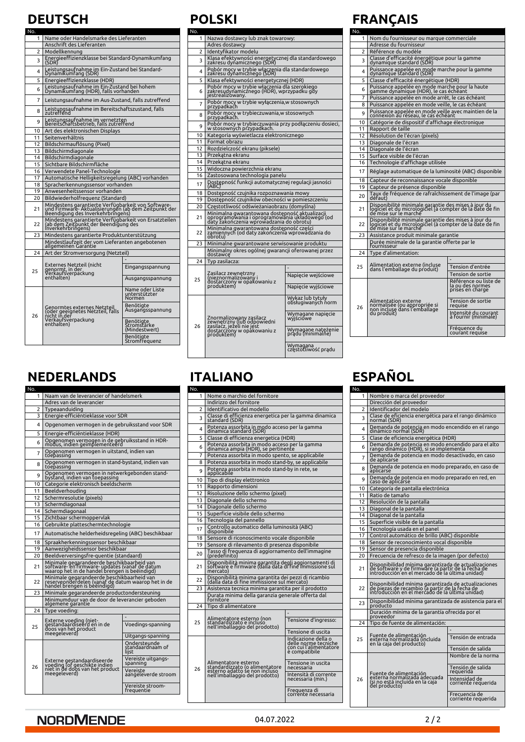# DEUTSCH

| No. | | |
|---|---|---|
| 1 | Name oder Handelsmarke des Lieferanten | |
| | Anschrift des Lieferanten | |
| 2 | Modellkennung | |
| 3 | Energieeffizienzklasse bei Standard-Dynamikumfang (SDR) | |
| 4 | Leistungsaufnahme im Ein-Zustand bei Standard-Dynamikumfang (SDR) | |
| 5 | Energieeffizienzklasse (HDR) | |
| 6 | Leistungsaufnahme im Ein-Zustand bei hohem Dynamikumfang (HDR), falls vorhanden | |
| 7 | Leistungsaufnahme im Aus-Zustand, falls zutreffend | |
| 8 | Leistungsaufnahme im Bereitschaftszustand, falls zutreffend | |
| 9 | Leistungsaufnahme im vernetzten Bereitschaftsbetrieb, falls zutreffend | |
| 10 | Art des elektronischen Displays | |
| 11 | Seitenverhältnis | |
| 12 | Bildschirmauflösung (Pixel) | |
| 13 | Bildschirmdiagonale | |
| 14 | Bildschirmdiagonale | |
| 15 | Sichtbare Bildschirmfläche | |
| 16 | Verwendete Panel-Technologie | |
| 17 | Automatische Helligkeitsregelung (ABC) vorhanden | |
| 18 | Spracherkennungssensor vorhanden | |
| 19 | Anwesenheitssensor vorhanden | |
| 20 | Bildwiederholfrequenz (Standard) | |
| 21 | Mindestens garantierte Verfügbarkeit von Software- und Firmware- Aktualisierungen (ab dem Zeitpunkt der Beendigung des Inverkehrbringens) | |
| 22 | Mindestens garantierte Verfügbarkeit von Ersatzteilen (ab dem Zeitpunkt der Beendigung des Inverkehrbringens) | |
| 23 | Mindestens garantierte Produktunterstützung | |
| | Mindestlaufzeit der vom Lieferanten angebotenen allgemeinen Garantie | |
| 24 | Art der Stromversorgung (Netzteil) | |
| 25 | Externes Netzteil (nicht genormt, in der Verkaufsverpackung enthalten) | - |
| | | Eingangsspannung |
| | | Ausgangsspannung |
| 26 | Genormtes externes Netzteil (oder geeignetes Netzteil, falls nicht in der Verkaufsverpackung enthalten) | Name oder Liste unterstützter Normen |
| | | Benötigte Ausgangsspannung |
| | | Benötigte Stromstärke (Mindestwert) |
| | | Benötigte Stromfrequenz |

# POLSKI

| No. | | |
|---|---|---|
| 1 | Nazwa dostawcy lub znak towarowy: | |
| | Adres dostawcy | |
| 2 | Identyfikator modelu | |
| 3 | Klasa efektywności energetycznej dla standardowego zakresu dynamicznego (SDR) | |
| 4 | Pobór mocy w trybie włączenia dla standardowego zakresu dynamicznego (SDR) | |
| 5 | Klasa efektywności energetycznej (HDR) | |
| 6 | Pobór mocy w trybie włączenia dla szerokiego zakresudynamicznego (HDR), wprzypadku gdy jestrealizowany. | |
| 7 | Pobór mocy w trybie wyłączenia,w stosownych przypadkach | |
| 8 | Pobór mocy w trybieczuwania,w stosownych przypadkach. | |
| 9 | Pobór mocy w trybieczuwania przy podłączeniu dosieci, w stosownych przypadkach. | |
| 10 | Kategoria wyświetlacza elektronicznego | |
| 11 | Format obrazu | |
| 12 | Rozdzielczość ekranu (piksele) | |
| 13 | Przekątna ekranu | |
| 14 | Przekątna ekranu | |
| 15 | Widoczna powierzchnia ekranu | |
| 16 | Zastosowana technologia panelu | |
| 17 | Dostępność funkcji automatycznej regulacji jasności (ABC) | |
| 18 | Dostępność czujnika rozpoznawania mowy | |
| 19 | Dostępność czujników obecności w pomieszczeniu | |
| 20 | Częstotliwość odświeżaniaobrazu (domyślna) | |
| 21 | Minimalna gwarantowana dostępność aktualizacji oprogramowania i oprogramowania układowego (od daty zakończenia wprowadzania do obrotu) | |
| 22 | Minimalna gwarantowana dostępność części zamiennych (od daty zakończenia wprowadzania do obrotu) | |
| 23 | Minimalne gwarantowane serwisowanie produktu | |
| | Minimalny okres ogólnej gwarancji oferowanej przez dostawcę | |
| 24 | Typ zasilacza: | |
| 25 | Zasilacz zewnętrzny (nieznormalizowany i dostarczony w opakowaniu z produktem) | - |
| | | Napięcie wejściowe |
| | | Napięcie wyjściowe |
| 26 | Znormalizowany zasilacz zewnętrzny (lub odpowiedni zasilacz, jeżeli nie jest dostarczony w opakowaniu z produktem) | Wykaz lub tytuły obsługiwanych norm |
| | | Wymagane napięcie wyjściowe |
| | | Wymagane natężenie prądu (minimalne) |
| | | Wymagana częstotliwość prądu |

# FRANÇAIS

| No. | | |
|---|---|---|
| 1 | Nom du fournisseur ou marque commerciale | |
| | Adresse du fournisseur | |
| 2 | Référence du modèle | |
| 3 | Classe d'efficacité énergétique pour la gamme dynamique standard (SDR) | |
| 4 | Puissance appelée en mode marche pour la gamme dynamique standard (SDR) | |
| 5 | Classe d'efficacité énergétique (HDR) | |
| 6 | Puissance appelée en mode marche pour la haute gamme dynamique (HDR), le cas échéant | |
| 7 | Puissance appelée en mode arrêt, le cas échéant | |
| 8 | Puissance appelée en mode veille, le cas échéant | |
| 9 | Puissance appelée en mode veille avec maintien de la connexion au réseau, le cas échéant | |
| 10 | Catégorie de dispositif d'affichage électronique | |
| 11 | Rapport de taille | |
| 12 | Résolution de l'écran (pixels) | |
| 13 | Diagonale de l'écran | |
| 14 | Diagonale de l'écran | |
| 15 | Surface visible de l'écran | |
| 16 | Technologie d'affichage utilisée | |
| 17 | Réglage automatique de la luminosité (ABC) disponible | |
| 18 | Capteur de reconnaissance vocale disponible | |
| 19 | Capteur de présence disponible | |
| 20 | Taux de fréquence de rafraîchissement de l'image (par défaut) | |
| 21 | Disponibilité minimale garantie des mises à jour du logiciel et du micrologiciel (à compter de la date de fin de mise sur le marché | |
| 22 | Disponibilité minimale garantie des mises à jour du logiciel et du micrologiciel (à compter de la date de fin de mise sur le marché | |
| 23 | Assistance produit minimale garantie | |
| | Durée minimale de la garantie offerte par le fournisseur | |
| 24 | Type d'alimentation: | |
| 25 | Alimentation externe (incluse dans l'emballage du produit) | - |
| | | Tension d'entrée |
| | | Tension de sortie |
| 26 | Alimentation externe normalisée (ou appropriée si non incluse dans l'emballage du produit) | Référence ou liste de la ou des normes prises en charge |
| | | Tension de sortie requise |
| | | Intensité du courant à fournir (minimale) |
| | | Fréquence du courant requise |

# NEDERLANDS

| No. | | |
|---|---|---|
| 1 | Naam van de leverancier of handelsmerk | |
| | Adres van de leverancier | |
| 2 | Typeaanduiding | |
| 3 | Energie-efficiëntieklasse voor SDR | |
| 4 | Opgenomen vermogen in de gebruiksstand voor SDR | |
| 5 | Energie-efficiëntieklasse (HDR) | |
| 6 | Opgenomen vermogen in de gebruiksstand in HDR-modus, indien geïmplementeerd | |
| 7 | Opgenomen vermogen in uitstand, indien van toepassing | |
| 8 | Opgenomen vermogen in stand-bystand, indien van toepassing | |
| 9 | Opgenomen vermogen in netwerkgebonden stand-bystand, indien van toepassing | |
| 10 | Categorie elektronisch beeldscherm | |
| 11 | Beeldverhouding | |
| 12 | Schermresolutie (pixels) | |
| 13 | Schermdiagonaal | |
| 14 | Schermdiagonaal | |
| 15 | Zichtbaar schermoppervlak | |
| 16 | Gebruikte platteschermtechnologie | |
| 17 | Automatische helderheidsregeling (ABC) beschikbaar | |
| 18 | Spraakherkenningssensor beschikbaar | |
| 19 | Aanwezigheidssensor beschikbaar | |
| 20 | Beeldverversingsfre-quentie (standaard) | |
| 21 | Minimale gegarandeerde beschikbaarheid van software- en firmware- updates (vanaf de datum waarop het in de handel brengen is beëindigd) | |
| 22 | Minimale gegarandeerde beschikbaarheid van reserveonderdelen (vanaf de datum waarop het in de handel brengen is beëindigd) | |
| 23 | Minimale gegarandeerde productondersteuning | |
| | Minimumduur van de door de leverancier geboden algemene garantie | |
| 24 | Type voeding: | |
| 25 | Externe voeding (niet-gestandaardiseerd en in de doos van het product meegeleverd) | - |
| | | Voedings-spanning |
| | | Uitgangs-spanning |
| 26 | Externe gestandaardiseerde voeding (of geschikte indien niet in de doos van het product meegeleverd) | Ondersteunde standaardnaam of lijst |
| | | Vereiste uitgangs-spanning |
| | | Vereiste aangeleverde stroom |
| | | Vereiste stroom-frequentie |

# ITALIANO

| No. | | |
|---|---|---|
| 1 | Nome o marchio del fornitore | |
| | Indirizzo del fornitore | |
| 2 | Identificativo del modello | |
| 3 | Classe di efficienza energetica per la gamma dinamica standard (SDR) | |
| 4 | Potenza assorbita in modo acceso per la gamma dinamica standard (SDR) | |
| 5 | Classe di efficienza energetica (HDR) | |
| 6 | Potenza assorbita in modo acceso per la gamma dinamica ampia (HDR), se pertinente | |
| 7 | Potenza assorbita in modo spento, se applicabile | |
| 8 | Potenza assorbita in modo stand-by, se applicabile | |
| 9 | Potenza assorbita in modo stand-by in rete, se applicabile | |
| 10 | Tipo di display elettronico | |
| 11 | Rapporto dimensioni | |
| 12 | Risoluzione dello schermo (pixel) | |
| 13 | Diagonale dello schermo | |
| 14 | Diagonale dello schermo | |
| 15 | Superficie visibile dello schermo | |
| 16 | Tecnologia del pannello | |
| 17 | Controllo automatico della luminosità (ABC) disponibile | |
| 18 | Sensore di riconoscimento vocale disponibile | |
| 19 | Sensore di rilevamento di presenza disponibile | |
| 20 | Tasso di frequenza di aggiornamento dell'immagine (predefinito) | |
| 21 | Disponibilità minima garantita degli aggiornamenti di software e firmware (dalla data di fine immissione sul mercato) | |
| 22 | Disponibilità minima garantita dei pezzi di ricambio (dalla data di fine immissione sul mercato) | |
| 23 | Asistenza tecnica minima garantita per il prodotto | |
| | Durata minima della garanzia generale offerta dal fornitore | |
| 24 | Tipo di alimentatore | |
| 25 | Alimentatore esterno (non standardizzato e incluso nell'imballaggio del prodotto) | - |
| | | Tensione d'ingresso: |
| | | Tensione di uscita |
| 26 | Alimentatore esterno standardizzato (o alimentatore esterno adatto se non incluso nell'imballaggio del prodotto) | Indicazione della o delle norme tecniche con cui l'alimentatore è compatibile |
| | | Tensione in uscita necessaria |
| | | Intensità di corrente necessaria (min.) |
| | | Frequenza di corrente necessaria |

# ESPAÑOL

| No. | | |
|---|---|---|
| 1 | Nombre o marca del proveedor | |
| | Dirección del proveedor | |
| 2 | Identificador del modelo | |
| 3 | Clase de eficiencia energética para el rango dinámico normal (SDR) | |
| 4 | Demanda de potencia en modo encendido en el rango dinámico normal (SDR) | |
| 5 | Clase de eficiencia energética (HDR) | |
| 6 | Demanda de potencia en modo encendido para el alto rango dinámico (HDR), si se implementa | |
| 7 | Demanda de potencia en modo desactivado, en caso de aplicarse | |
| 8 | Demanda de potencia en modo preparado, en caso de aplicarse | |
| 9 | Demanda de potencia en modo preparado en red, en caso de aplicarse | |
| 10 | Categoría de pantalla electrónica | |
| 11 | Ratio de tamaño | |
| 12 | Resolución de la pantalla | |
| 13 | Diagonal de la pantalla | |
| 14 | Diagonal de la pantalla | |
| 15 | Superficie visible de la pantalla | |
| 16 | Tecnología usada en el panel | |
| 17 | Control automático de brillo (ABC) disponible | |
| 18 | Sensor de reconocimiento vocal disponible | |
| 19 | Sensor de presencia disponible | |
| 20 | Frecuencia de refresco de la imagen (por defecto) | |
| 21 | Disponibilidad mínima garantizada de actualizaciones de software y de firmware (a partir de la fecha de introducción en el mercado de la última unidad) | |
| 22 | Disponibilidad mínima garantizada de actualizaciones de piezas de recambio (a partir de la fecha de introducción en el mercado de la última unidad) | |
| 23 | Disponibilidad mínima garantizada de asistencia para el producto | |
| | Duración mínima de la garantía ofrecida por el proveedor | |
| 24 | Tipo de fuente de alimentación: | |
| 25 | Fuente de alimentación externa normalizada (incluida en la caja del producto) | - |
| | | Tensión de entrada |
| | | Tensión de salida |
| 26 | Fuente de alimentación externa normalizada adecuada (si no está incluida en la caja del producto) | Nombre de la norma |
| | | Tensión de salida requerida |
| | | Intensidad de corriente requerida |
| | | Frecuencia de corriente requerida |

NORDMENDE

04.07.2022